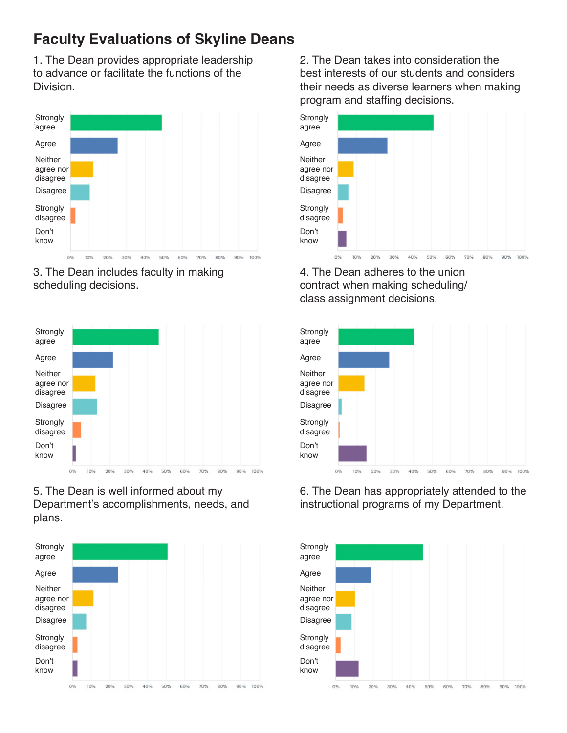# Faculty Evaluations of Skyline Deans

1. The Dean provides appropriate leadership to advance or facilitate the functions of the Division.

Strongly agree
Agree
Neither agree nor disagree
Disagree
Strongly disagree
Don't know

0% 10% 20% 30% 40% 50% 60% 70% 80% 90% 100%

2. The Dean takes into consideration the best interests of our students and considers their needs as diverse learners when making program and staffing decisions.

Strongly agree
Agree
Neither agree nor disagree
Disagree
Strongly disagree
Don't know

0% 10% 20% 30% 40% 50% 60% 70% 80% 90% 100%

3. The Dean includes faculty in making scheduling decisions.

Strongly agree
Agree
Neither agree nor disagree
Disagree
Strongly disagree
Don't know

0% 10% 20% 30% 40% 50% 60% 70% 80% 90% 100%

4. The Dean adheres to the union contract when making scheduling/ class assignment decisions.

Strongly agree
Agree
Neither agree nor disagree
Disagree
Strongly disagree
Don't know

0% 10% 20% 30% 40% 50% 60% 70% 80% 90% 100%

5. The Dean is well informed about my Department's accomplishments, needs, and plans.

Strongly agree
Agree
Neither agree nor disagree
Disagree
Strongly disagree
Don't know

0% 10% 20% 30% 40% 50% 60% 70% 80% 90% 100%

6. The Dean has appropriately attended to the instructional programs of my Department.

Strongly agree
Agree
Neither agree nor disagree
Disagree
Strongly disagree
Don't know

0% 10% 20% 30% 40% 50% 60% 70% 80% 90% 100%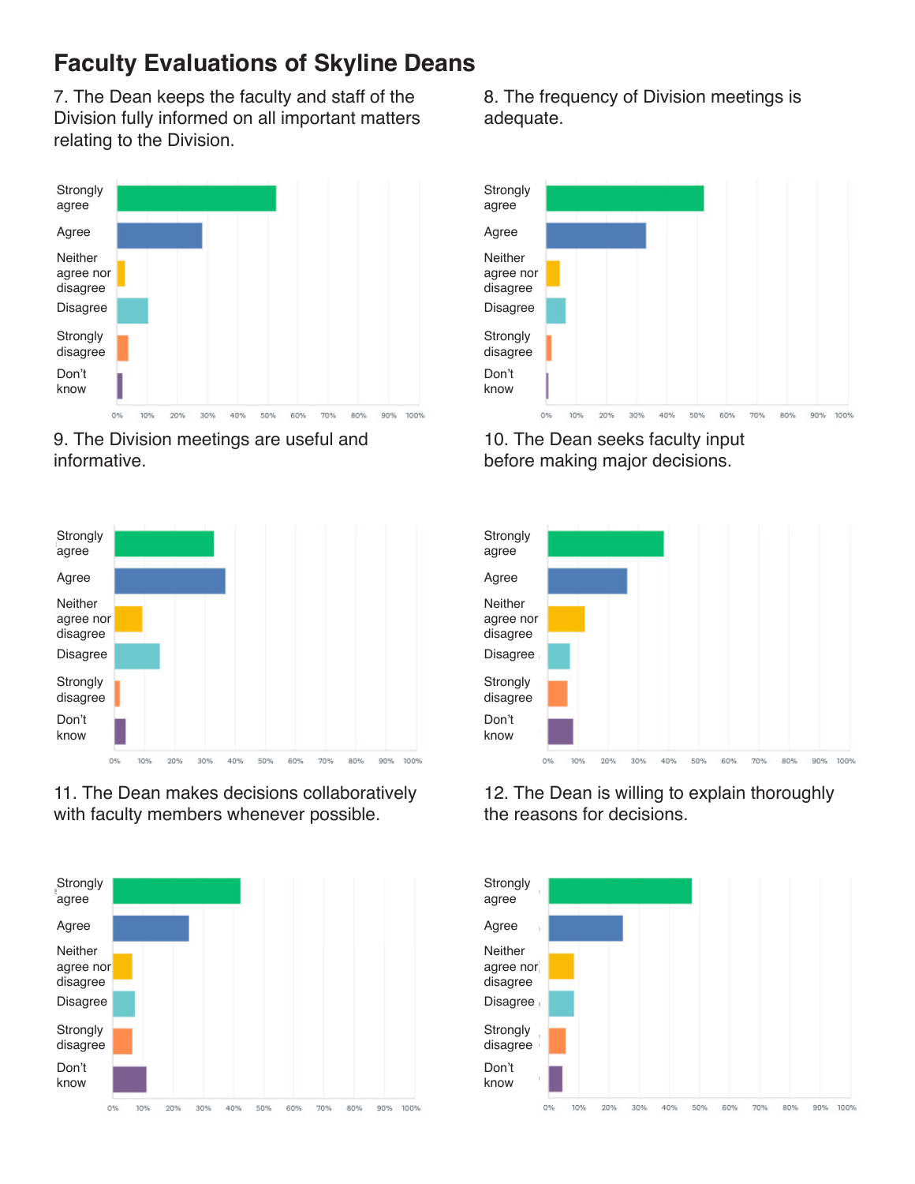# Faculty Evaluations of Skyline Deans

7. The Dean keeps the faculty and staff of the Division fully informed on all important matters relating to the Division.

Strongly agree

Agree

Neither agree nor disagree

Disagree

Strongly disagree

Don't know

0% 10% 20% 30% 40% 50% 60% 70% 80% 90% 100%

8. The frequency of Division meetings is adequate.

Strongly agree

Agree

Neither agree nor disagree

Disagree

Strongly disagree

Don't know

0% 10% 20% 30% 40% 50% 60% 70% 80% 90% 100%

9. The Division meetings are useful and informative.

Strongly agree

Agree

Neither agree nor disagree

Disagree

Strongly disagree

Don't know

0% 10% 20% 30% 40% 50% 60% 70% 80% 90% 100%

10. The Dean seeks faculty input before making major decisions.

Strongly agree

Agree

Neither agree nor disagree

Disagree

Strongly disagree

Don't know

0% 10% 20% 30% 40% 50% 60% 70% 80% 90% 100%

11. The Dean makes decisions collaboratively with faculty members whenever possible.

Strongly agree

Agree

Neither agree nor disagree

Disagree

Strongly disagree

Don't know

0% 10% 20% 30% 40% 50% 60% 70% 80% 90% 100%

12. The Dean is willing to explain thoroughly the reasons for decisions.

Strongly agree

Agree

Neither agree nor disagree

Disagree

Strongly disagree

Don't know

0% 10% 20% 30% 40% 50% 60% 70% 80% 90% 100%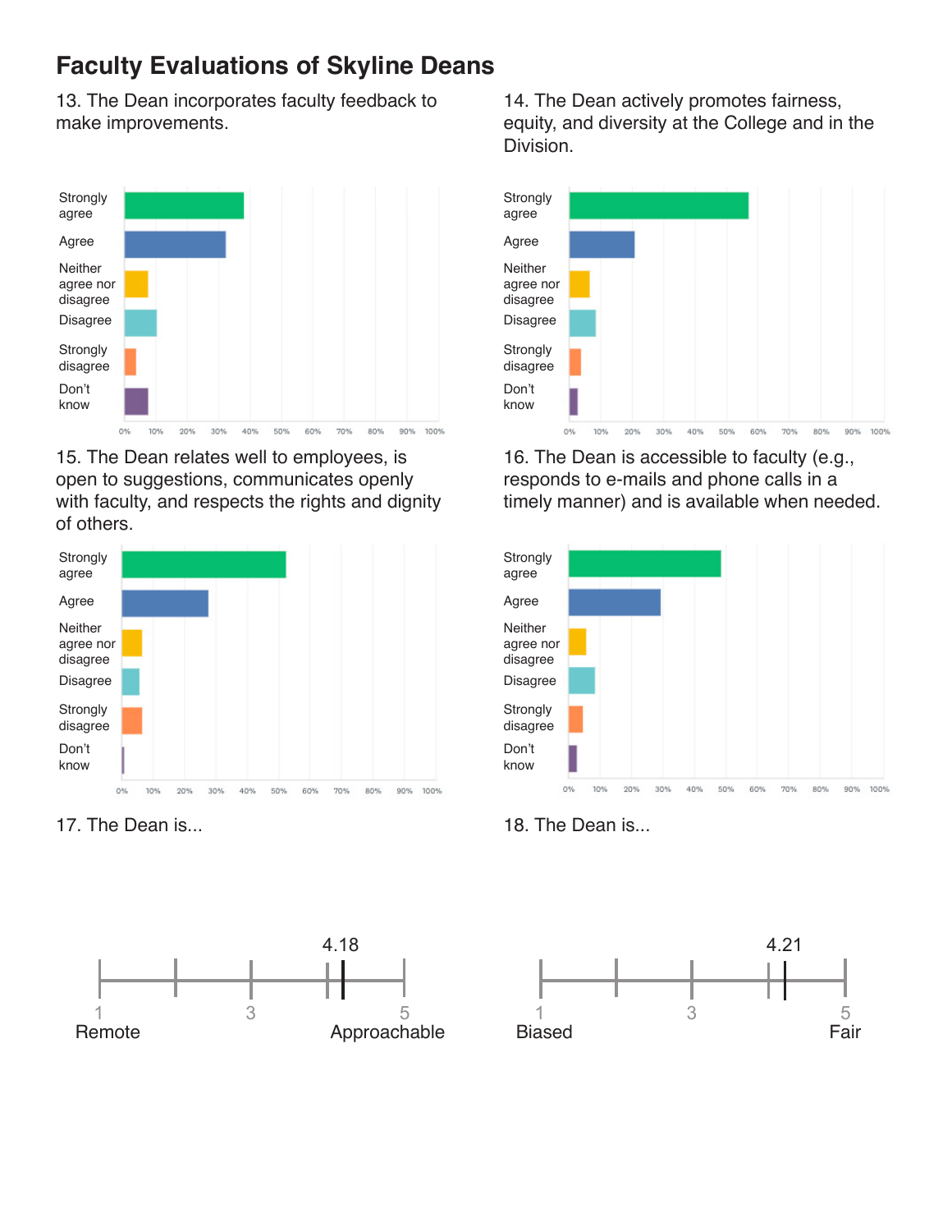# Faculty Evaluations of Skyline Deans

13. The Dean incorporates faculty feedback to make improvements.

14. The Dean actively promotes fairness, equity, and diversity at the College and in the Division.

15. The Dean relates well to employees, is open to suggestions, communicates openly with faculty, and respects the rights and dignity of others.

16. The Dean is accessible to faculty (e.g., responds to e-mails and phone calls in a timely manner) and is available when needed.

17. The Dean is...

4.18

1 Remote — 3 — 5 Approachable

18. The Dean is...

4.21

1 Biased — 3 — 5 Fair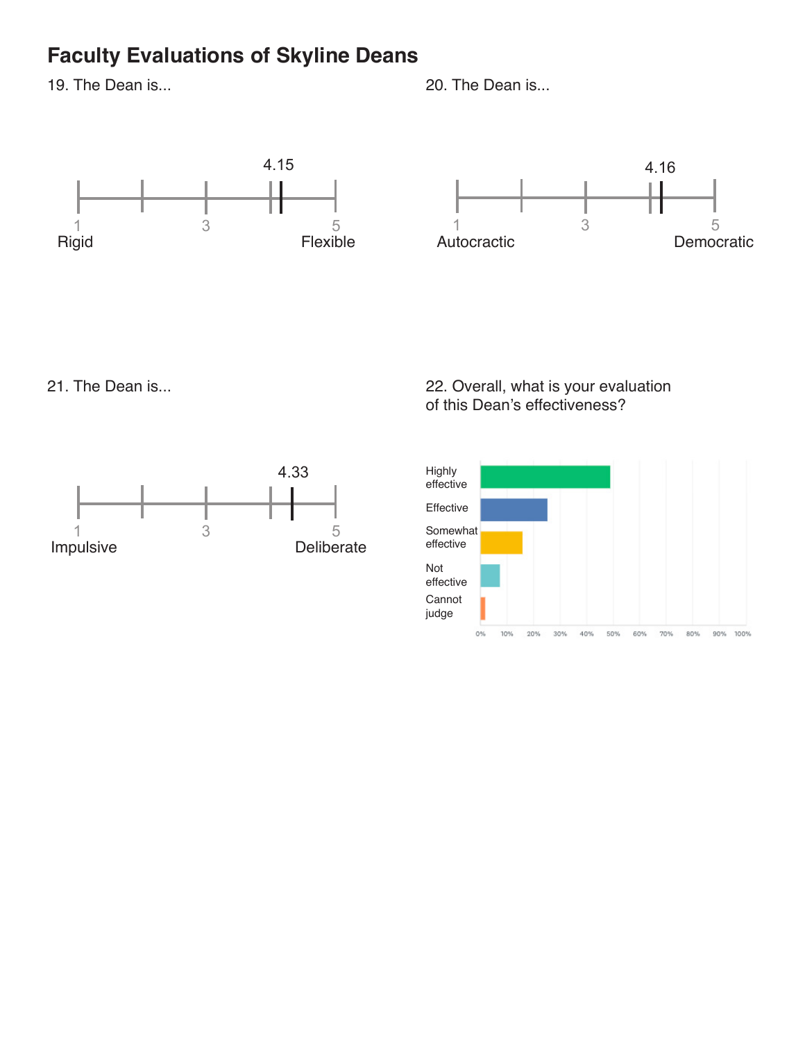# Faculty Evaluations of Skyline Deans

19. The Dean is...

4.15

1 Rigid

3

5 Flexible

20. The Dean is...

4.16

1 Autocractic

3

5 Democratic

21. The Dean is...

4.33

1 Impulsive

3

5 Deliberate

22. Overall, what is your evaluation of this Dean's effectiveness?

Highly effective

Effective

Somewhat effective

Not effective

Cannot judge

0% 10% 20% 30% 40% 50% 60% 70% 80% 90% 100%